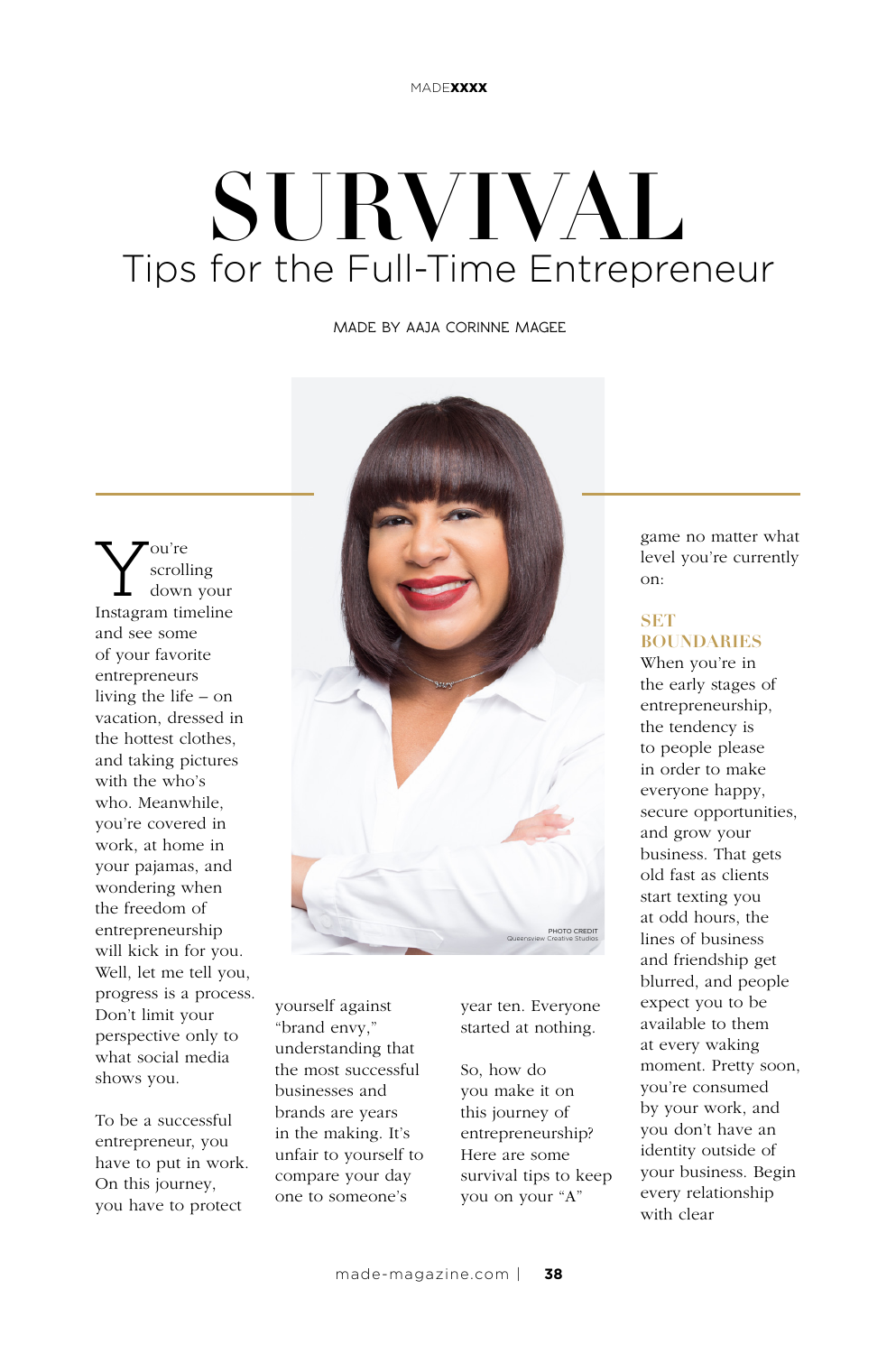# SURVIVAL

## Tips for the Full-Time Entrepreneur

MADE BY AAJA CORINNE MAGEE

PHOTO CREDIT
Queensview Creative Studios

You're scrolling down your Instagram timeline and see some of your favorite entrepreneurs living the life – on vacation, dressed in the hottest clothes, and taking pictures with the who's who. Meanwhile, you're covered in work, at home in your pajamas, and wondering when the freedom of entrepreneurship will kick in for you. Well, let me tell you, progress is a process. Don't limit your perspective only to what social media shows you.

To be a successful entrepreneur, you have to put in work. On this journey, you have to protect yourself against "brand envy," understanding that the most successful businesses and brands are years in the making. It's unfair to yourself to compare your day one to someone's year ten. Everyone started at nothing.

So, how do you make it on this journey of entrepreneurship? Here are some survival tips to keep you on your "A" game no matter what level you're currently on:

### SET BOUNDARIES

When you're in the early stages of entrepreneurship, the tendency is to people please in order to make everyone happy, secure opportunities, and grow your business. That gets old fast as clients start texting you at odd hours, the lines of business and friendship get blurred, and people expect you to be available to them at every waking moment. Pretty soon, you're consumed by your work, and you don't have an identity outside of your business. Begin every relationship with clear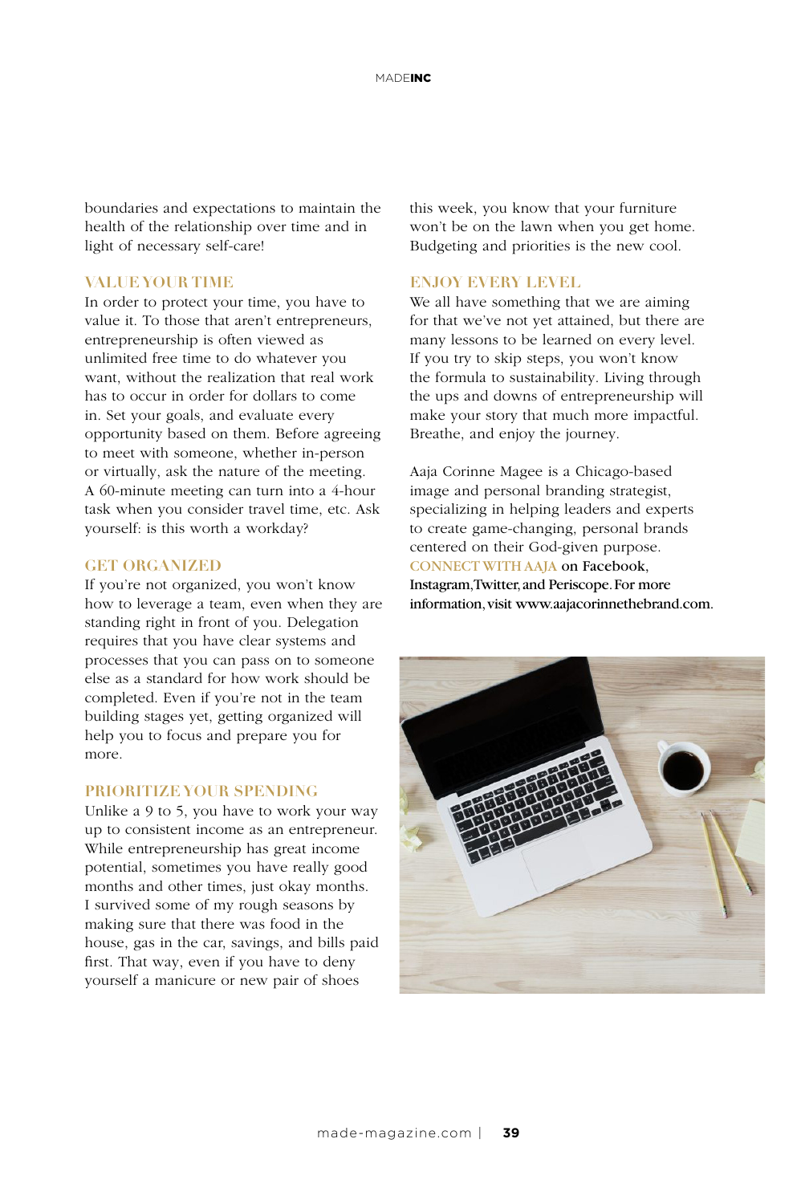boundaries and expectations to maintain the health of the relationship over time and in light of necessary self-care!

## VALUE YOUR TIME

In order to protect your time, you have to value it. To those that aren't entrepreneurs, entrepreneurship is often viewed as unlimited free time to do whatever you want, without the realization that real work has to occur in order for dollars to come in. Set your goals, and evaluate every opportunity based on them. Before agreeing to meet with someone, whether in-person or virtually, ask the nature of the meeting. A 60-minute meeting can turn into a 4-hour task when you consider travel time, etc. Ask yourself: is this worth a workday?

## GET ORGANIZED

If you're not organized, you won't know how to leverage a team, even when they are standing right in front of you. Delegation requires that you have clear systems and processes that you can pass on to someone else as a standard for how work should be completed. Even if you're not in the team building stages yet, getting organized will help you to focus and prepare you for more.

## PRIORITIZE YOUR SPENDING

Unlike a 9 to 5, you have to work your way up to consistent income as an entrepreneur. While entrepreneurship has great income potential, sometimes you have really good months and other times, just okay months. I survived some of my rough seasons by making sure that there was food in the house, gas in the car, savings, and bills paid first. That way, even if you have to deny yourself a manicure or new pair of shoes this week, you know that your furniture won't be on the lawn when you get home. Budgeting and priorities is the new cool.

## ENJOY EVERY LEVEL

We all have something that we are aiming for that we've not yet attained, but there are many lessons to be learned on every level. If you try to skip steps, you won't know the formula to sustainability. Living through the ups and downs of entrepreneurship will make your story that much more impactful. Breathe, and enjoy the journey.

Aaja Corinne Magee is a Chicago-based image and personal branding strategist, specializing in helping leaders and experts to create game-changing, personal brands centered on their God-given purpose.
CONNECT WITH AAJA on Facebook, Instagram, Twitter, and Periscope. For more information, visit www.aajacorinnethebrand.com.